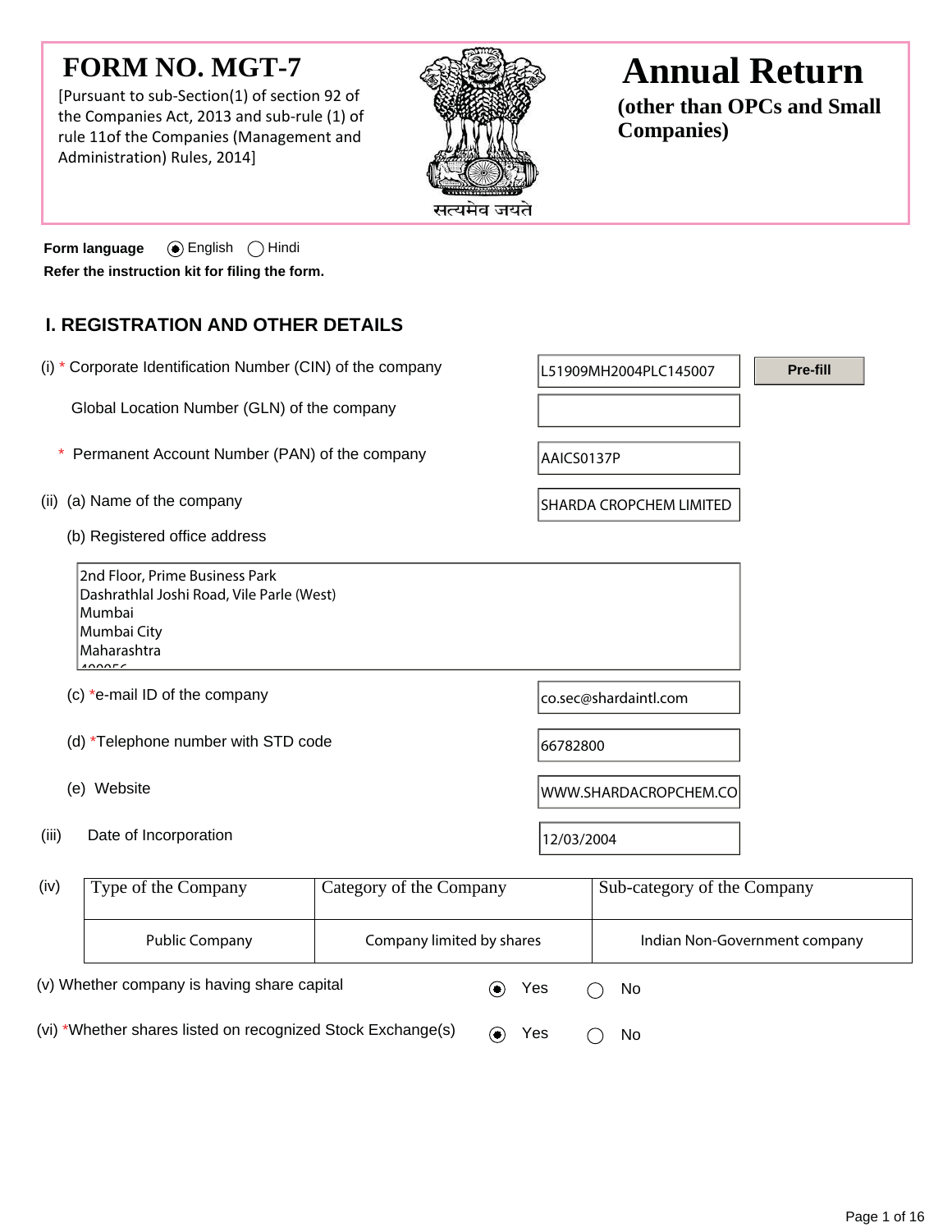# FORM NO. MGT-7

[Pursuant to sub-Section(1) of section 92 of the Companies Act, 2013 and sub-rule (1) of rule 11of the Companies (Management and Administration) Rules, 2014]

सत्यमेव जयते

# Annual Return

**(other than OPCs and Small Companies)**

**Form language** ◉ English ○ Hindi

**Refer the instruction kit for filing the form.**

## I. REGISTRATION AND OTHER DETAILS

(i) * Corporate Identification Number (CIN) of the company: L51909MH2004PLC145007 [Pre-fill]

Global Location Number (GLN) of the company:

\* Permanent Account Number (PAN) of the company: AAICS0137P

(ii) (a) Name of the company: SHARDA CROPCHEM LIMITED

(b) Registered office address

2nd Floor, Prime Business Park
Dashrathlal Joshi Road, Vile Parle (West)
Mumbai
Mumbai City
Maharashtra
400056

(c) *e-mail ID of the company: co.sec@shardaintl.com

(d) *Telephone number with STD code: 66782800

(e) Website: WWW.SHARDACROPCHEM.CO

(iii) Date of Incorporation: 12/03/2004

(iv)

| Type of the Company | Category of the Company | Sub-category of the Company |
|---|---|---|
| Public Company | Company limited by shares | Indian Non-Government company |

(v) Whether company is having share capital ◉ Yes ○ No

(vi) *Whether shares listed on recognized Stock Exchange(s) ◉ Yes ○ No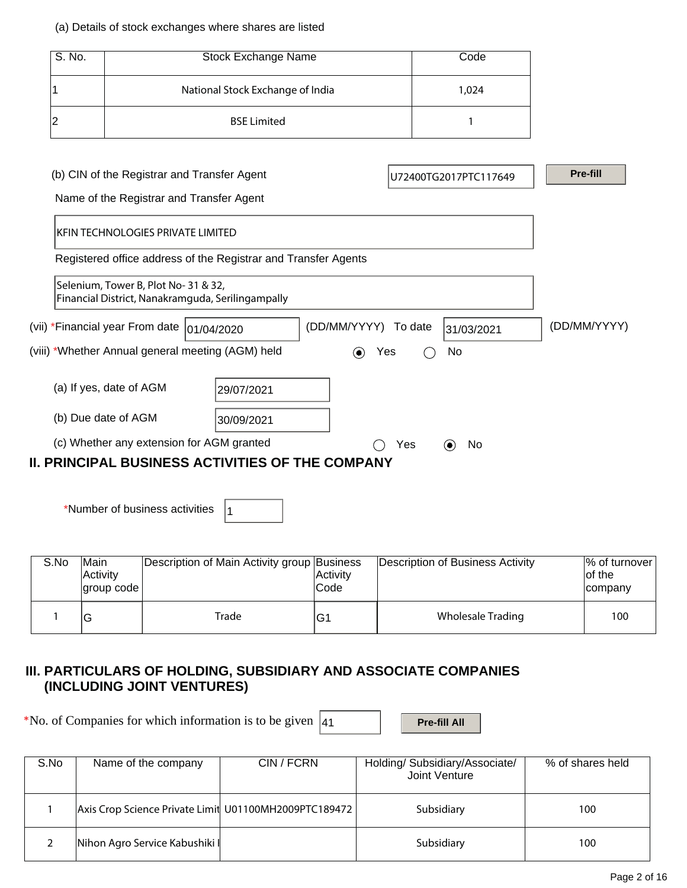(a) Details of stock exchanges where shares are listed

| S. No. | Stock Exchange Name | Code |
|---|---|---|
| 1 | National Stock Exchange of India | 1,024 |
| 2 | BSE Limited | 1 |

(b) CIN of the Registrar and Transfer Agent U72400TG2017PTC117649 Pre-fill

Name of the Registrar and Transfer Agent

KFIN TECHNOLOGIES PRIVATE LIMITED

Registered office address of the Registrar and Transfer Agents

Selenium, Tower B, Plot No- 31 & 32,
Financial District, Nanakramguda, Serilingampally

(vii) *Financial year From date 01/04/2020 (DD/MM/YYYY) To date 31/03/2021 (DD/MM/YYYY)

(viii) *Whether Annual general meeting (AGM) held ◉ Yes ◯ No

(a) If yes, date of AGM 29/07/2021

(b) Due date of AGM 30/09/2021

(c) Whether any extension for AGM granted ◯ Yes ◉ No

## II. PRINCIPAL BUSINESS ACTIVITIES OF THE COMPANY

*Number of business activities 1

| S.No | Main Activity group code | Description of Main Activity group | Business Activity Code | Description of Business Activity | % of turnover of the company |
|---|---|---|---|---|---|
| 1 | G | Trade | G1 | Wholesale Trading | 100 |

## III. PARTICULARS OF HOLDING, SUBSIDIARY AND ASSOCIATE COMPANIES (INCLUDING JOINT VENTURES)

*No. of Companies for which information is to be given 41 Pre-fill All

| S.No | Name of the company | CIN / FCRN | Holding/ Subsidiary/Associate/ Joint Venture | % of shares held |
|---|---|---|---|---|
| 1 | Axis Crop Science Private Limit | U01100MH2009PTC189472 | Subsidiary | 100 |
| 2 | Nihon Agro Service Kabushiki I | | Subsidiary | 100 |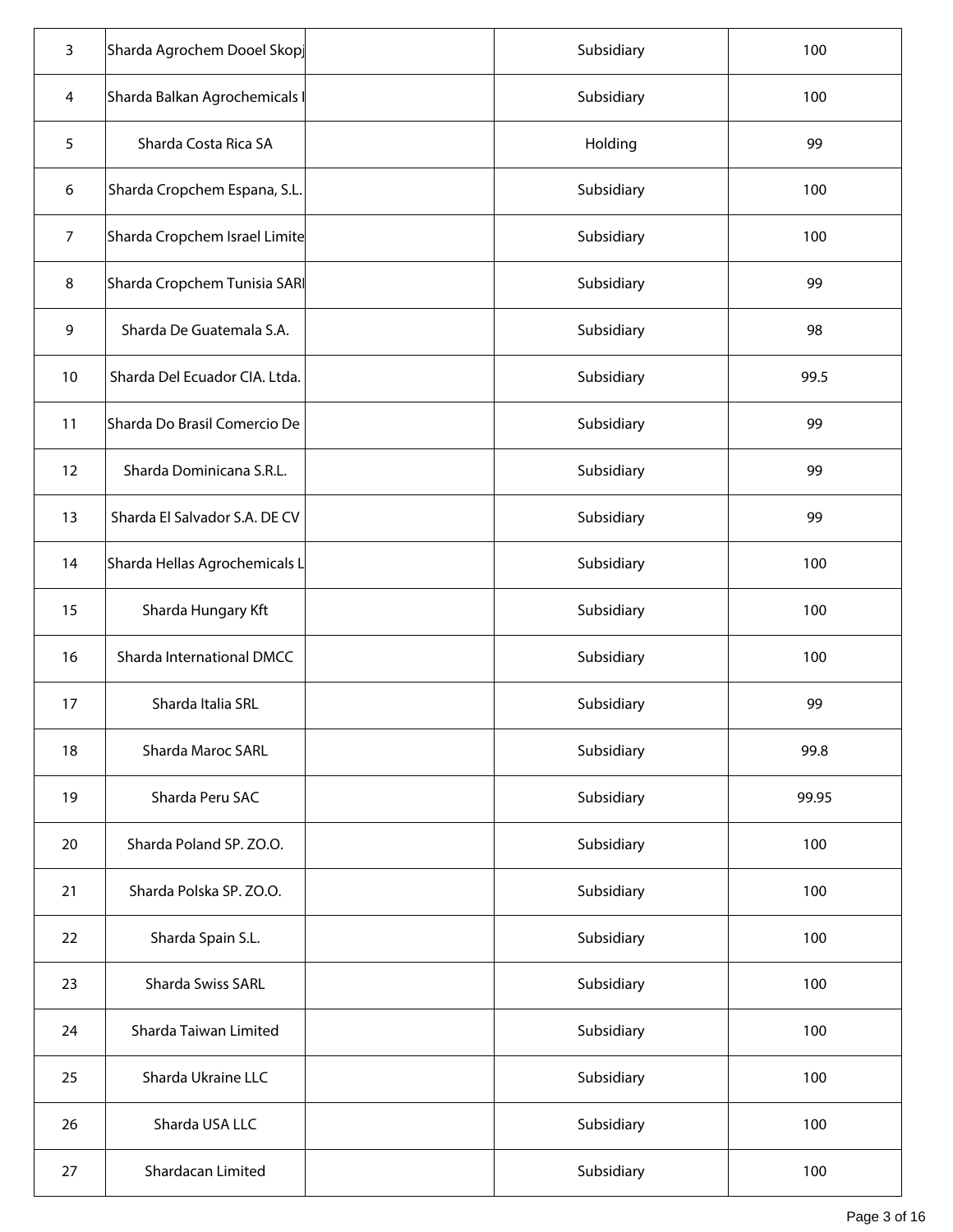| | | | | |
|---|---|---|---|---|
| 3 | Sharda Agrochem Dooel Skopj | | Subsidiary | 100 |
| 4 | Sharda Balkan Agrochemicals l | | Subsidiary | 100 |
| 5 | Sharda Costa Rica SA | | Holding | 99 |
| 6 | Sharda Cropchem Espana, S.L. | | Subsidiary | 100 |
| 7 | Sharda Cropchem Israel Limite | | Subsidiary | 100 |
| 8 | Sharda Cropchem Tunisia SARl | | Subsidiary | 99 |
| 9 | Sharda De Guatemala S.A. | | Subsidiary | 98 |
| 10 | Sharda Del Ecuador CIA. Ltda. | | Subsidiary | 99.5 |
| 11 | Sharda Do Brasil Comercio De | | Subsidiary | 99 |
| 12 | Sharda Dominicana S.R.L. | | Subsidiary | 99 |
| 13 | Sharda El Salvador S.A. DE CV | | Subsidiary | 99 |
| 14 | Sharda Hellas Agrochemicals L | | Subsidiary | 100 |
| 15 | Sharda Hungary Kft | | Subsidiary | 100 |
| 16 | Sharda International DMCC | | Subsidiary | 100 |
| 17 | Sharda Italia SRL | | Subsidiary | 99 |
| 18 | Sharda Maroc SARL | | Subsidiary | 99.8 |
| 19 | Sharda Peru SAC | | Subsidiary | 99.95 |
| 20 | Sharda Poland SP. ZO.O. | | Subsidiary | 100 |
| 21 | Sharda Polska SP. ZO.O. | | Subsidiary | 100 |
| 22 | Sharda Spain S.L. | | Subsidiary | 100 |
| 23 | Sharda Swiss SARL | | Subsidiary | 100 |
| 24 | Sharda Taiwan Limited | | Subsidiary | 100 |
| 25 | Sharda Ukraine LLC | | Subsidiary | 100 |
| 26 | Sharda USA LLC | | Subsidiary | 100 |
| 27 | Shardacan Limited | | Subsidiary | 100 |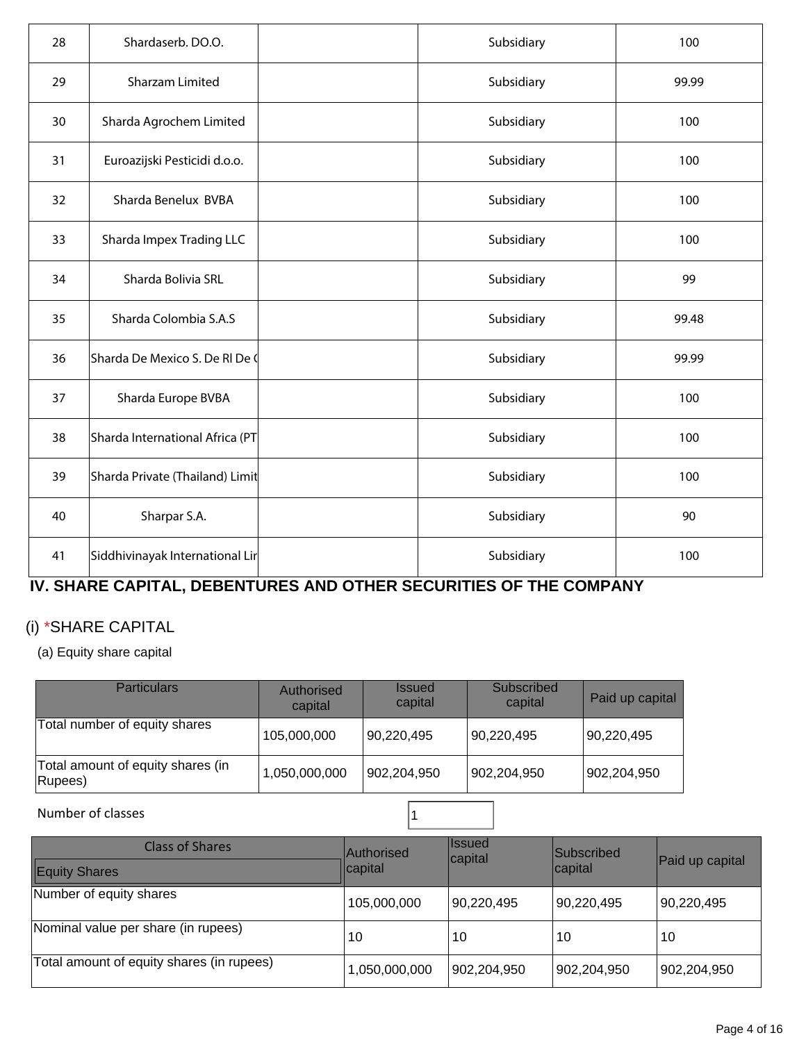| 28 | Shardaserb. DO.O. | | Subsidiary | 100 |
|---|---|---|---|---|
| 29 | Sharzam Limited | | Subsidiary | 99.99 |
| 30 | Sharda Agrochem Limited | | Subsidiary | 100 |
| 31 | Euroazijski Pesticidi d.o.o. | | Subsidiary | 100 |
| 32 | Sharda Benelux BVBA | | Subsidiary | 100 |
| 33 | Sharda Impex Trading LLC | | Subsidiary | 100 |
| 34 | Sharda Bolivia SRL | | Subsidiary | 99 |
| 35 | Sharda Colombia S.A.S | | Subsidiary | 99.48 |
| 36 | Sharda De Mexico S. De Rl De ( | | Subsidiary | 99.99 |
| 37 | Sharda Europe BVBA | | Subsidiary | 100 |
| 38 | Sharda International Africa (PT | | Subsidiary | 100 |
| 39 | Sharda Private (Thailand) Limit | | Subsidiary | 100 |
| 40 | Sharpar S.A. | | Subsidiary | 90 |
| 41 | Siddhivinayak International Lir | | Subsidiary | 100 |

## IV. SHARE CAPITAL, DEBENTURES AND OTHER SECURITIES OF THE COMPANY

### (i) *SHARE CAPITAL

(a) Equity share capital

| Particulars | Authorised capital | Issued capital | Subscribed capital | Paid up capital |
|---|---|---|---|---|
| Total number of equity shares | 105,000,000 | 90,220,495 | 90,220,495 | 90,220,495 |
| Total amount of equity shares (in Rupees) | 1,050,000,000 | 902,204,950 | 902,204,950 | 902,204,950 |

Number of classes: 1

| Class of Shares<br>Equity Shares | Authorised capital | Issued capital | Subscribed capital | Paid up capital |
|---|---|---|---|---|
| Number of equity shares | 105,000,000 | 90,220,495 | 90,220,495 | 90,220,495 |
| Nominal value per share (in rupees) | 10 | 10 | 10 | 10 |
| Total amount of equity shares (in rupees) | 1,050,000,000 | 902,204,950 | 902,204,950 | 902,204,950 |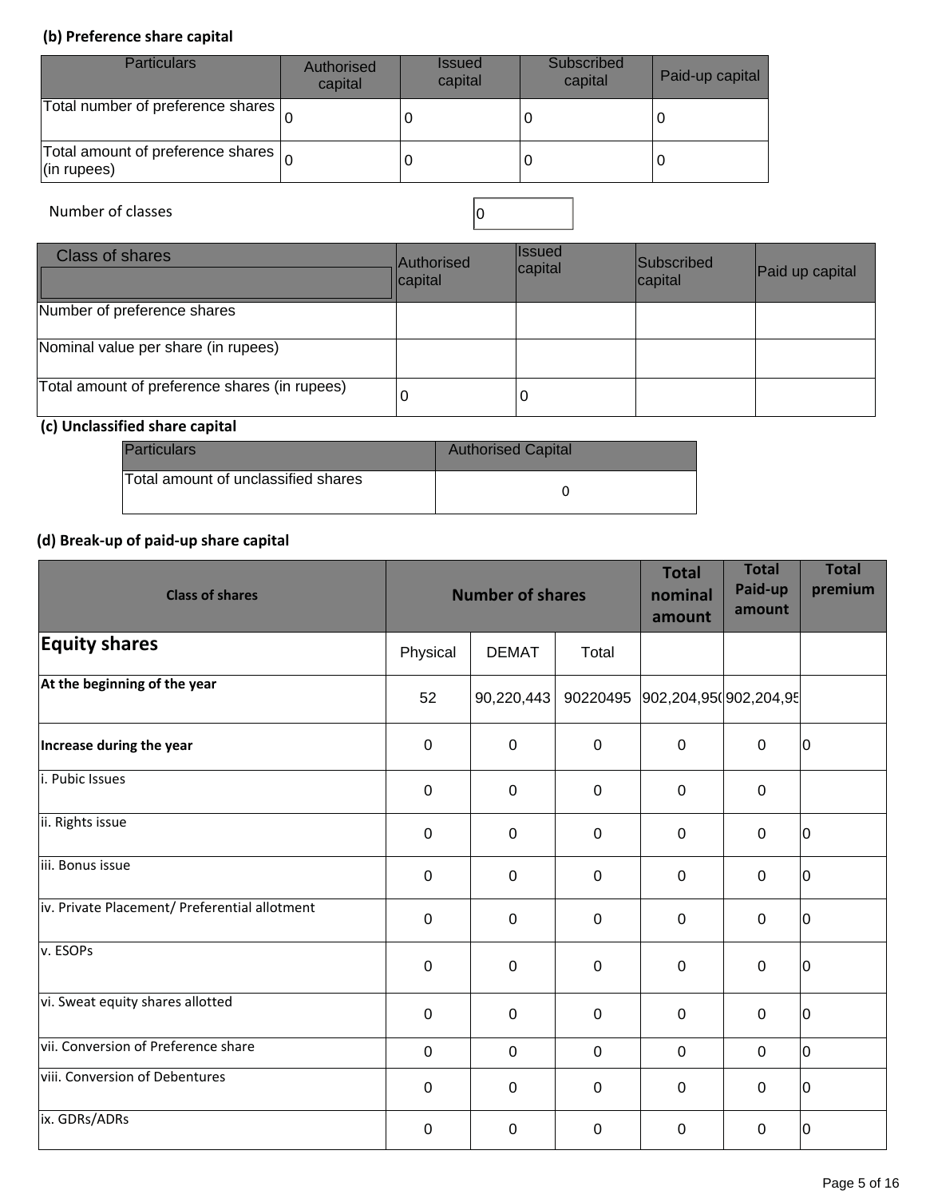**(b) Preference share capital**

| Particulars | Authorised capital | Issued capital | Subscribed capital | Paid-up capital |
|---|---|---|---|---|
| Total number of preference shares | 0 | 0 | 0 | 0 |
| Total amount of preference shares (in rupees) | 0 | 0 | 0 | 0 |

Number of classes: 0

| Class of shares | Authorised capital | Issued capital | Subscribed capital | Paid up capital |
|---|---|---|---|---|
| Number of preference shares | | | | |
| Nominal value per share (in rupees) | | | | |
| Total amount of preference shares (in rupees) | 0 | 0 | | |

**(c) Unclassified share capital**

| Particulars | Authorised Capital |
|---|---|
| Total amount of unclassified shares | 0 |

**(d) Break-up of paid-up share capital**

| Class of shares | Number of shares | | | Total nominal amount | Total Paid-up amount | Total premium |
|---|---|---|---|---|---|---|
| **Equity shares** | Physical | DEMAT | Total | | | |
| **At the beginning of the year** | 52 | 90,220,443 | 90220495 | 902,204,95( | 902,204,95 | |
| **Increase during the year** | 0 | 0 | 0 | 0 | 0 | 0 |
| i. Pubic Issues | 0 | 0 | 0 | 0 | 0 | |
| ii. Rights issue | 0 | 0 | 0 | 0 | 0 | 0 |
| iii. Bonus issue | 0 | 0 | 0 | 0 | 0 | 0 |
| iv. Private Placement/ Preferential allotment | 0 | 0 | 0 | 0 | 0 | 0 |
| v. ESOPs | 0 | 0 | 0 | 0 | 0 | 0 |
| vi. Sweat equity shares allotted | 0 | 0 | 0 | 0 | 0 | 0 |
| vii. Conversion of Preference share | 0 | 0 | 0 | 0 | 0 | 0 |
| viii. Conversion of Debentures | 0 | 0 | 0 | 0 | 0 | 0 |
| ix. GDRs/ADRs | 0 | 0 | 0 | 0 | 0 | 0 |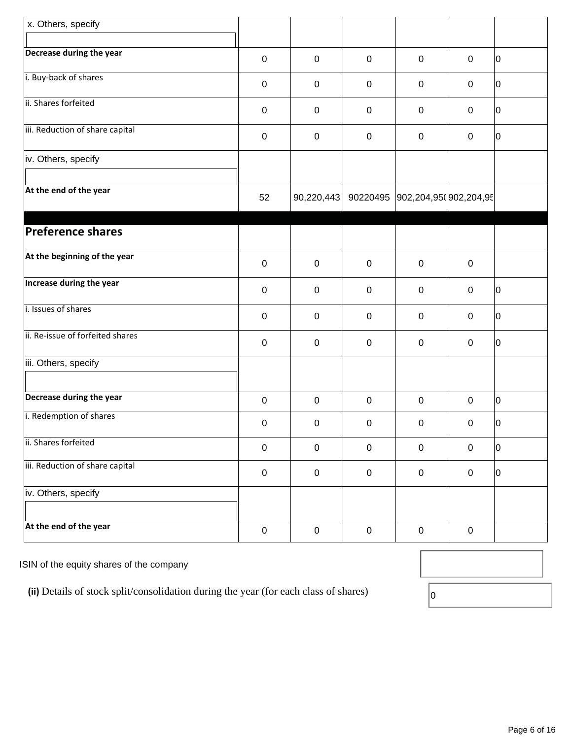| | | | | | | |
|---|---|---|---|---|---|---|
| x. Others, specify | | | | | | |
| **Decrease during the year** | 0 | 0 | 0 | 0 | 0 | 0 |
| i. Buy-back of shares | 0 | 0 | 0 | 0 | 0 | 0 |
| ii. Shares forfeited | 0 | 0 | 0 | 0 | 0 | 0 |
| iii. Reduction of share capital | 0 | 0 | 0 | 0 | 0 | 0 |
| iv. Others, specify | | | | | | |
| **At the end of the year** | 52 | 90,220,443 | 90220495 | 902,204,95( | 902,204,95 | |
| **Preference shares** | | | | | | |
| **At the beginning of the year** | 0 | 0 | 0 | 0 | 0 | |
| **Increase during the year** | 0 | 0 | 0 | 0 | 0 | 0 |
| i. Issues of shares | 0 | 0 | 0 | 0 | 0 | 0 |
| ii. Re-issue of forfeited shares | 0 | 0 | 0 | 0 | 0 | 0 |
| iii. Others, specify | | | | | | |
| **Decrease during the year** | 0 | 0 | 0 | 0 | 0 | 0 |
| i. Redemption of shares | 0 | 0 | 0 | 0 | 0 | 0 |
| ii. Shares forfeited | 0 | 0 | 0 | 0 | 0 | 0 |
| iii. Reduction of share capital | 0 | 0 | 0 | 0 | 0 | 0 |
| iv. Others, specify | | | | | | |
| **At the end of the year** | 0 | 0 | 0 | 0 | 0 | |

ISIN of the equity shares of the company

**(ii)** Details of stock split/consolidation during the year (for each class of shares) 0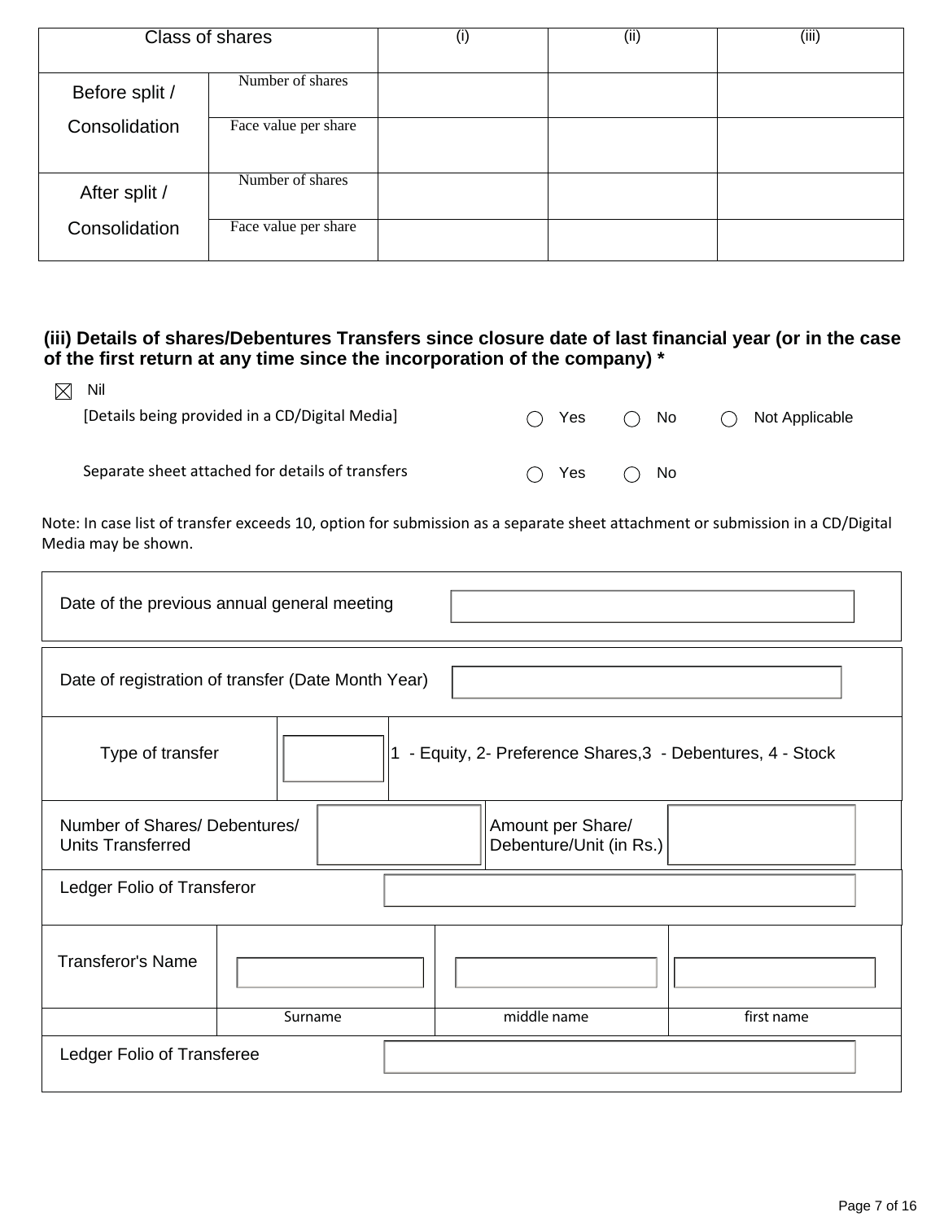| Class of shares | | (i) | (ii) | (iii) |
|---|---|---|---|---|
| Before split / Consolidation | Number of shares | | | |
| | Face value per share | | | |
| After split / Consolidation | Number of shares | | | |
| | Face value per share | | | |

### (iii) Details of shares/Debentures Transfers since closure date of last financial year (or in the case of the first return at any time since the incorporation of the company) *

☒ Nil

[Details being provided in a CD/Digital Media] ◯ Yes ◯ No ◯ Not Applicable

Separate sheet attached for details of transfers ◯ Yes ◯ No

Note: In case list of transfer exceeds 10, option for submission as a separate sheet attachment or submission in a CD/Digital Media may be shown.

| Date of the previous annual general meeting | |
|---|---|

| Date of registration of transfer (Date Month Year) | | | |
|---|---|---|---|
| Type of transfer | | 1 - Equity, 2- Preference Shares,3 - Debentures, 4 - Stock | |
| Number of Shares/ Debentures/ Units Transferred | | Amount per Share/ Debenture/Unit (in Rs.) | |
| Ledger Folio of Transferor | | | |
| Transferor's Name | | | |
| | Surname | middle name | first name |
| Ledger Folio of Transferee | | | |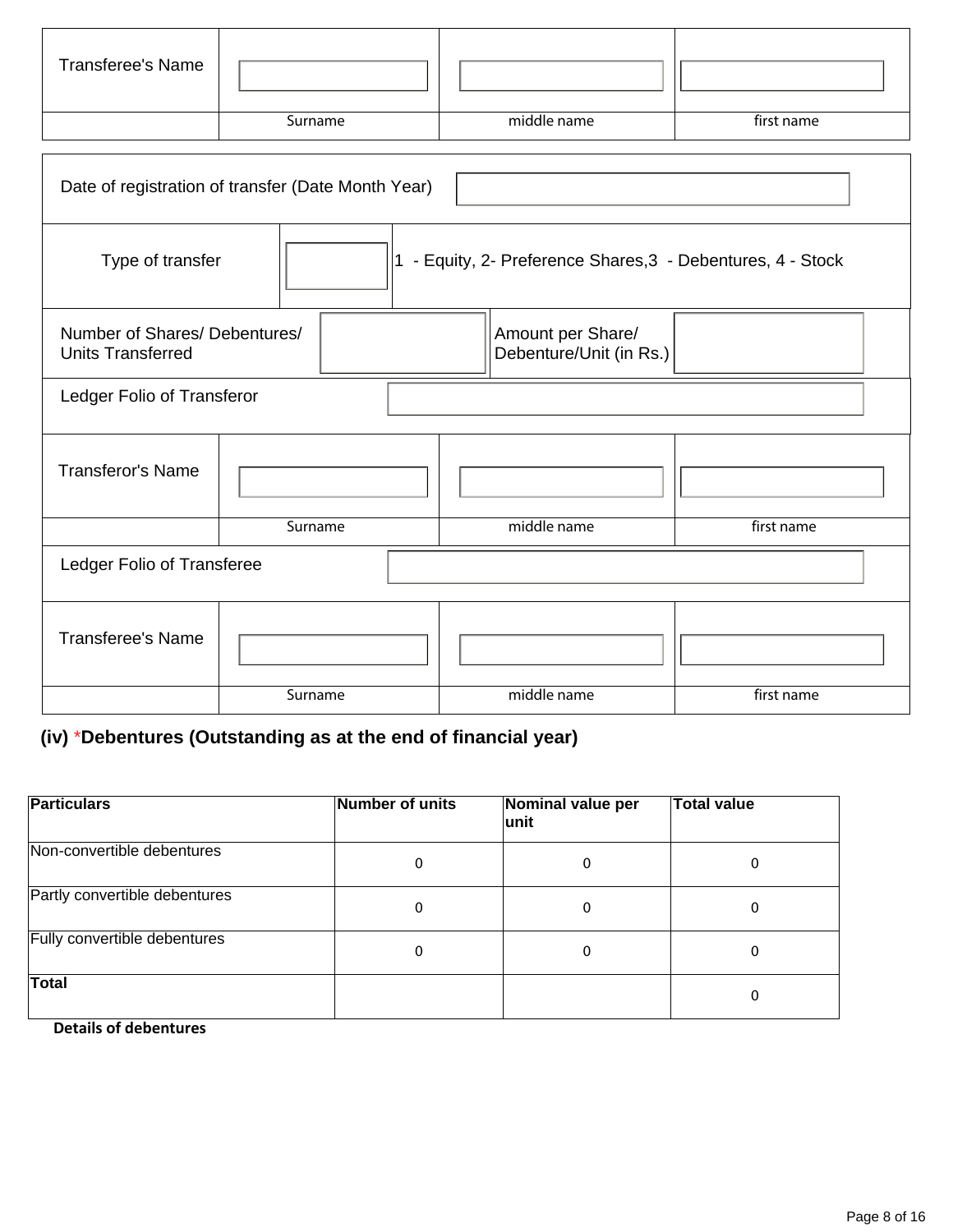| Transferee's Name | | | |
|---|---|---|---|
| | Surname | middle name | first name |

| Date of registration of transfer (Date Month Year) | |
|---|---|

| Type of transfer | | 1 - Equity, 2- Preference Shares,3 - Debentures, 4 - Stock |
|---|---|---|

| Number of Shares/ Debentures/ Units Transferred | | Amount per Share/ Debenture/Unit (in Rs.) | |
|---|---|---|---|

| Ledger Folio of Transferor | |
|---|---|

| Transferor's Name | | | |
|---|---|---|---|
| | Surname | middle name | first name |

| Ledger Folio of Transferee | |
|---|---|

| Transferee's Name | | | |
|---|---|---|---|
| | Surname | middle name | first name |

**(iv) *Debentures (Outstanding as at the end of financial year)**

| Particulars | Number of units | Nominal value per unit | Total value |
|---|---|---|---|
| Non-convertible debentures | 0 | 0 | 0 |
| Partly convertible debentures | 0 | 0 | 0 |
| Fully convertible debentures | 0 | 0 | 0 |
| **Total** | | | 0 |

**Details of debentures**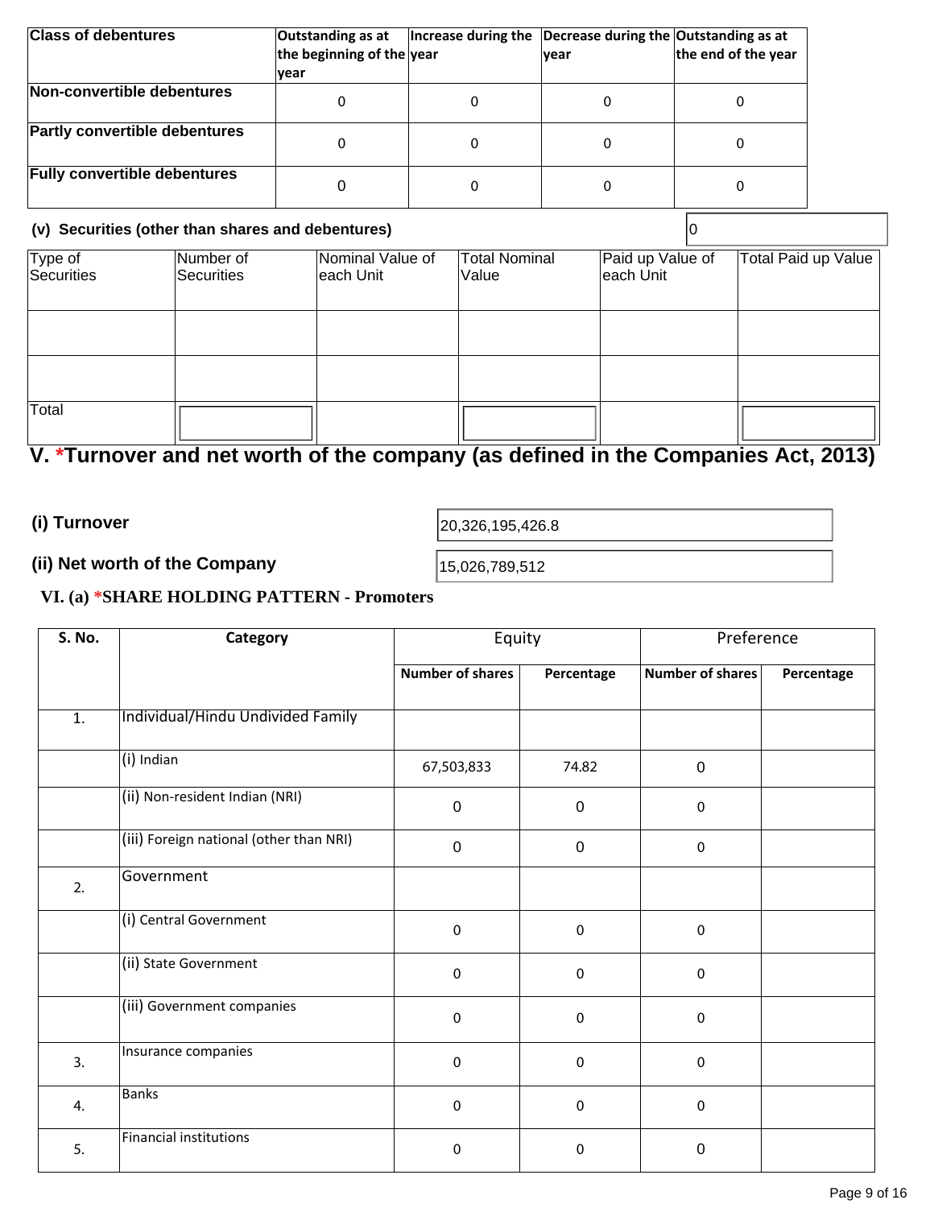| Class of debentures | Outstanding as at the beginning of the year | Increase during the year | Decrease during the year | Outstanding as at the end of the year |
|---|---|---|---|---|
| Non-convertible debentures | 0 | 0 | 0 | 0 |
| Partly convertible debentures | 0 | 0 | 0 | 0 |
| Fully convertible debentures | 0 | 0 | 0 | 0 |

**(v) Securities (other than shares and debentures)** 0

| Type of Securities | Number of Securities | Nominal Value of each Unit | Total Nominal Value | Paid up Value of each Unit | Total Paid up Value |
|---|---|---|---|---|---|
| | | | | | |
| | | | | | |
| Total | | | | | |

## V. *Turnover and net worth of the company (as defined in the Companies Act, 2013)

**(i) Turnover** 20,326,195,426.8

**(ii) Net worth of the Company** 15,026,789,512

### VI. (a) *SHARE HOLDING PATTERN - Promoters

| S. No. | Category | Equity | | Preference | |
|---|---|---|---|---|---|
| | | Number of shares | Percentage | Number of shares | Percentage |
| 1. | Individual/Hindu Undivided Family | | | | |
| | (i) Indian | 67,503,833 | 74.82 | 0 | |
| | (ii) Non-resident Indian (NRI) | 0 | 0 | 0 | |
| | (iii) Foreign national (other than NRI) | 0 | 0 | 0 | |
| 2. | Government | | | | |
| | (i) Central Government | 0 | 0 | 0 | |
| | (ii) State Government | 0 | 0 | 0 | |
| | (iii) Government companies | 0 | 0 | 0 | |
| 3. | Insurance companies | 0 | 0 | 0 | |
| 4. | Banks | 0 | 0 | 0 | |
| 5. | Financial institutions | 0 | 0 | 0 | |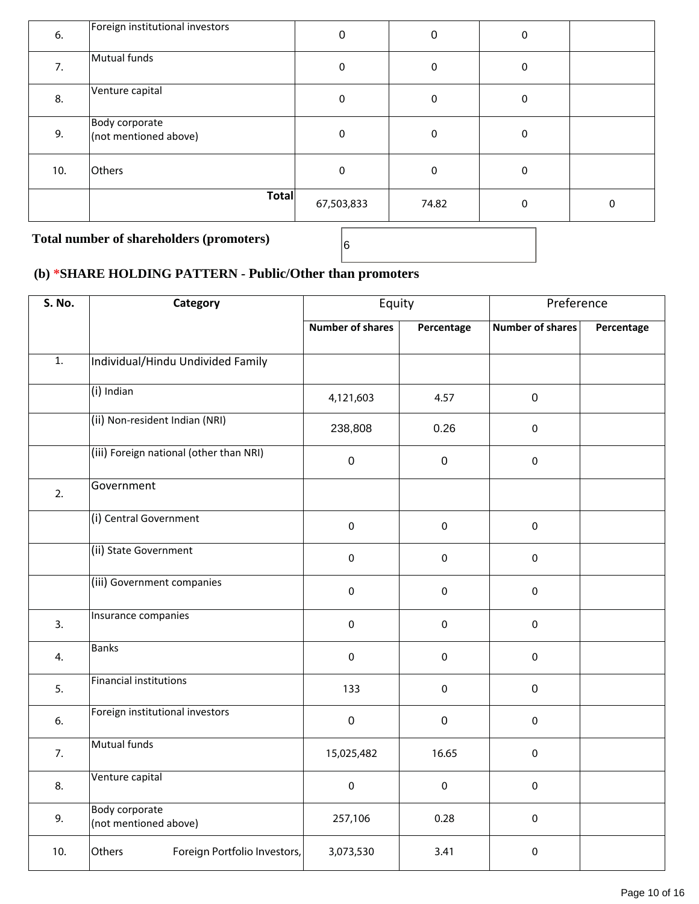| | | | | | |
|---|---|---|---|---|---|
| 6. | Foreign institutional investors | 0 | 0 | 0 | |
| 7. | Mutual funds | 0 | 0 | 0 | |
| 8. | Venture capital | 0 | 0 | 0 | |
| 9. | Body corporate (not mentioned above) | 0 | 0 | 0 | |
| 10. | Others | 0 | 0 | 0 | |
| | **Total** | 67,503,833 | 74.82 | 0 | 0 |

**Total number of shareholders (promoters)** 6

### (b) *SHARE HOLDING PATTERN - Public/Other than promoters

| S. No. | Category | Equity | | Preference | |
|---|---|---|---|---|---|
| | | Number of shares | Percentage | Number of shares | Percentage |
| 1. | Individual/Hindu Undivided Family | | | | |
| | (i) Indian | 4,121,603 | 4.57 | 0 | |
| | (ii) Non-resident Indian (NRI) | 238,808 | 0.26 | 0 | |
| | (iii) Foreign national (other than NRI) | 0 | 0 | 0 | |
| 2. | Government | | | | |
| | (i) Central Government | 0 | 0 | 0 | |
| | (ii) State Government | 0 | 0 | 0 | |
| | (iii) Government companies | 0 | 0 | 0 | |
| 3. | Insurance companies | 0 | 0 | 0 | |
| 4. | Banks | 0 | 0 | 0 | |
| 5. | Financial institutions | 133 | 0 | 0 | |
| 6. | Foreign institutional investors | 0 | 0 | 0 | |
| 7. | Mutual funds | 15,025,482 | 16.65 | 0 | |
| 8. | Venture capital | 0 | 0 | 0 | |
| 9. | Body corporate (not mentioned above) | 257,106 | 0.28 | 0 | |
| 10. | Others Foreign Portfolio Investors, | 3,073,530 | 3.41 | 0 | |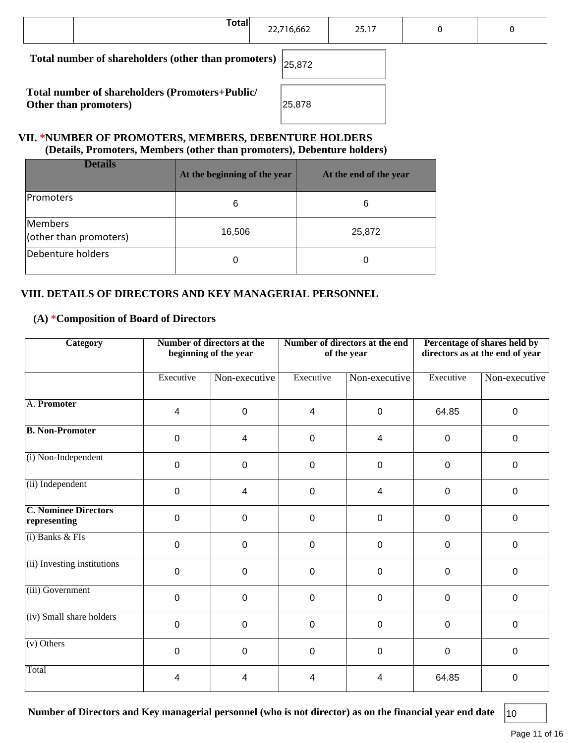| | Total | 22,716,662 | 25.17 | 0 | 0 |
|---|---|---|---|---|---|

**Total number of shareholders (other than promoters)** 25,872

**Total number of shareholders (Promoters+Public/ Other than promoters)** 25,878

### VII. *NUMBER OF PROMOTERS, MEMBERS, DEBENTURE HOLDERS
**(Details, Promoters, Members (other than promoters), Debenture holders)**

| Details | At the beginning of the year | At the end of the year |
|---|---|---|
| Promoters | 6 | 6 |
| Members (other than promoters) | 16,506 | 25,872 |
| Debenture holders | 0 | 0 |

### VIII. DETAILS OF DIRECTORS AND KEY MANAGERIAL PERSONNEL

**(A) *Composition of Board of Directors**

| Category | Number of directors at the beginning of the year | | Number of directors at the end of the year | | Percentage of shares held by directors as at the end of year | |
|---|---|---|---|---|---|---|
| | Executive | Non-executive | Executive | Non-executive | Executive | Non-executive |
| A. **Promoter** | 4 | 0 | 4 | 0 | 64.85 | 0 |
| **B. Non-Promoter** | 0 | 4 | 0 | 4 | 0 | 0 |
| (i) Non-Independent | 0 | 0 | 0 | 0 | 0 | 0 |
| (ii) Independent | 0 | 4 | 0 | 4 | 0 | 0 |
| **C. Nominee Directors representing** | 0 | 0 | 0 | 0 | 0 | 0 |
| (i) Banks & FIs | 0 | 0 | 0 | 0 | 0 | 0 |
| (ii) Investing institutions | 0 | 0 | 0 | 0 | 0 | 0 |
| (iii) Government | 0 | 0 | 0 | 0 | 0 | 0 |
| (iv) Small share holders | 0 | 0 | 0 | 0 | 0 | 0 |
| (v) Others | 0 | 0 | 0 | 0 | 0 | 0 |
| Total | 4 | 4 | 4 | 4 | 64.85 | 0 |

**Number of Directors and Key managerial personnel (who is not director) as on the financial year end date** 10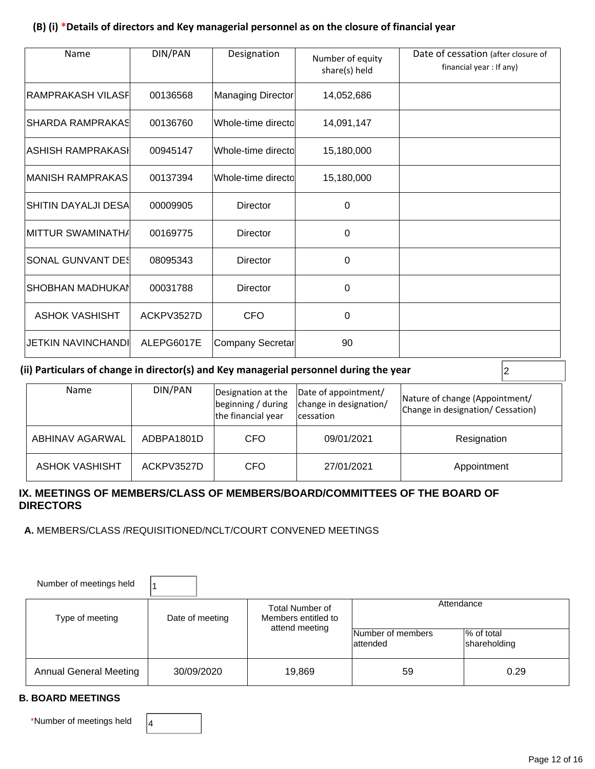### (B) (i) *Details of directors and Key managerial personnel as on the closure of financial year

| Name | DIN/PAN | Designation | Number of equity share(s) held | Date of cessation (after closure of financial year : If any) |
|---|---|---|---|---|
| RAMPRAKASH VILASF | 00136568 | Managing Director | 14,052,686 | |
| SHARDA RAMPRAKAS | 00136760 | Whole-time directo | 14,091,147 | |
| ASHISH RAMPRAKASI | 00945147 | Whole-time directo | 15,180,000 | |
| MANISH RAMPRAKAS | 00137394 | Whole-time directo | 15,180,000 | |
| SHITIN DAYALJI DESA | 00009905 | Director | 0 | |
| MITTUR SWAMINATH/ | 00169775 | Director | 0 | |
| SONAL GUNVANT DES | 08095343 | Director | 0 | |
| SHOBHAN MADHUKAI | 00031788 | Director | 0 | |
| ASHOK VASHISHT | ACKPV3527D | CFO | 0 | |
| JETKIN NAVINCHANDI | ALEPG6017E | Company Secretar | 90 | |

### (ii) Particulars of change in director(s) and Key managerial personnel during the year

2

| Name | DIN/PAN | Designation at the beginning / during the financial year | Date of appointment/ change in designation/ cessation | Nature of change (Appointment/ Change in designation/ Cessation) |
|---|---|---|---|---|
| ABHINAV AGARWAL | ADBPA1801D | CFO | 09/01/2021 | Resignation |
| ASHOK VASHISHT | ACKPV3527D | CFO | 27/01/2021 | Appointment |

## IX. MEETINGS OF MEMBERS/CLASS OF MEMBERS/BOARD/COMMITTEES OF THE BOARD OF DIRECTORS

**A.** MEMBERS/CLASS /REQUISITIONED/NCLT/COURT CONVENED MEETINGS

Number of meetings held: 1

| Type of meeting | Date of meeting | Total Number of Members entitled to attend meeting | Attendance | |
|---|---|---|---|---|
| | | | Number of members attended | % of total shareholding |
| Annual General Meeting | 30/09/2020 | 19,869 | 59 | 0.29 |

**B. BOARD MEETINGS**

*Number of meetings held: 4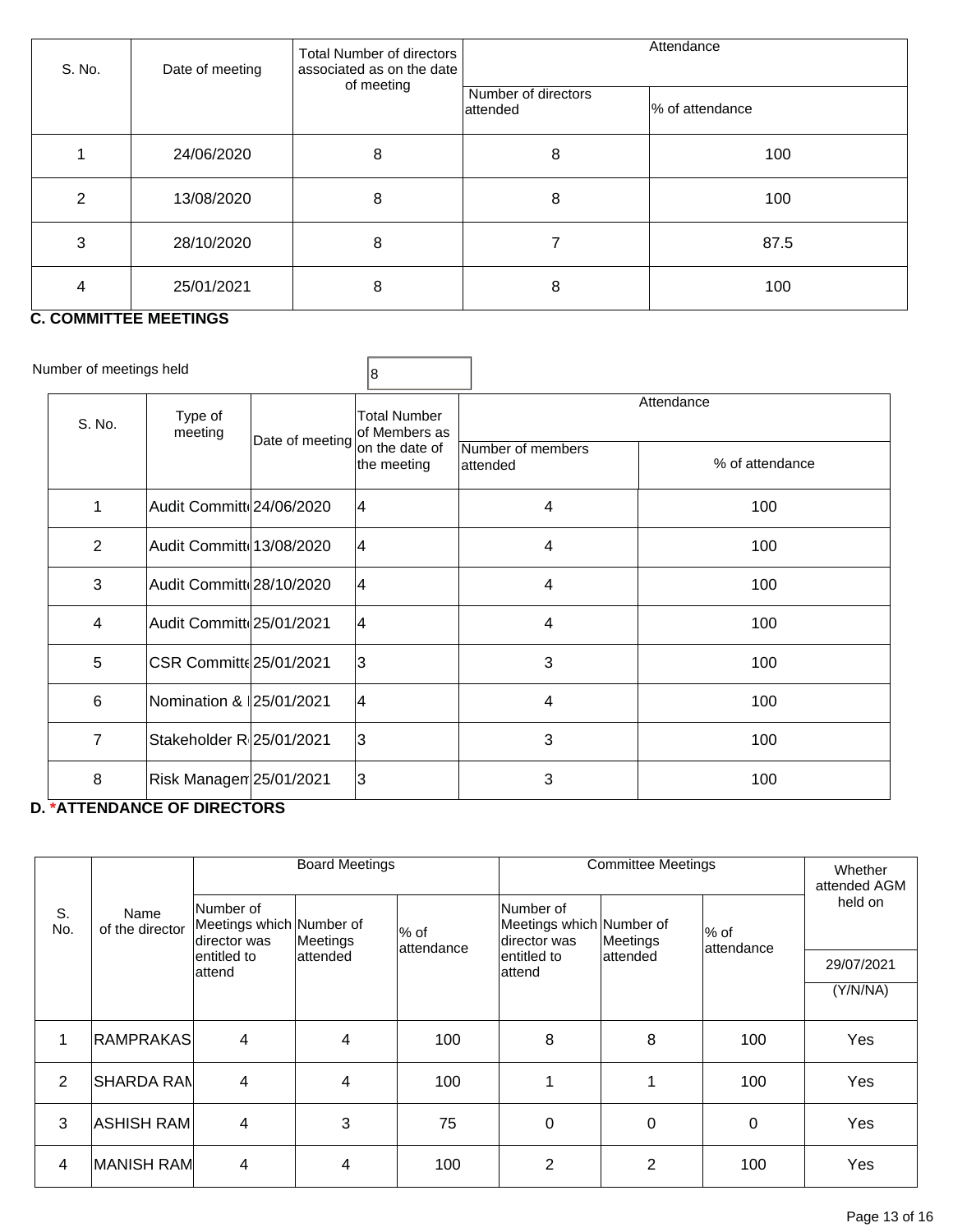| S. No. | Date of meeting | Total Number of directors associated as on the date of meeting | Attendance | |
|---|---|---|---|---|
| | | | Number of directors attended | % of attendance |
| 1 | 24/06/2020 | 8 | 8 | 100 |
| 2 | 13/08/2020 | 8 | 8 | 100 |
| 3 | 28/10/2020 | 8 | 7 | 87.5 |
| 4 | 25/01/2021 | 8 | 8 | 100 |

**C. COMMITTEE MEETINGS**

Number of meetings held: 8

| S. No. | Type of meeting | Date of meeting | Total Number of Members as on the date of the meeting | Attendance | |
|---|---|---|---|---|---|
| | | | | Number of members attended | % of attendance |
| 1 | Audit Committ | 24/06/2020 | 4 | 4 | 100 |
| 2 | Audit Committ | 13/08/2020 | 4 | 4 | 100 |
| 3 | Audit Committ | 28/10/2020 | 4 | 4 | 100 |
| 4 | Audit Committ | 25/01/2021 | 4 | 4 | 100 |
| 5 | CSR Committe | 25/01/2021 | 3 | 3 | 100 |
| 6 | Nomination & I | 25/01/2021 | 4 | 4 | 100 |
| 7 | Stakeholder R | 25/01/2021 | 3 | 3 | 100 |
| 8 | Risk Managem | 25/01/2021 | 3 | 3 | 100 |

**D. *ATTENDANCE OF DIRECTORS**

| S. No. | Name of the director | Board Meetings | | | Committee Meetings | | | Whether attended AGM held on |
|---|---|---|---|---|---|---|---|---|
| | | Number of Meetings which director was entitled to attend | Number of Meetings attended | % of attendance | Number of Meetings which director was entitled to attend | Number of Meetings attended | % of attendance | 29/07/2021 (Y/N/NA) |
| 1 | RAMPRAKAS | 4 | 4 | 100 | 8 | 8 | 100 | Yes |
| 2 | SHARDA RAM | 4 | 4 | 100 | 1 | 1 | 100 | Yes |
| 3 | ASHISH RAM | 4 | 3 | 75 | 0 | 0 | 0 | Yes |
| 4 | MANISH RAM | 4 | 4 | 100 | 2 | 2 | 100 | Yes |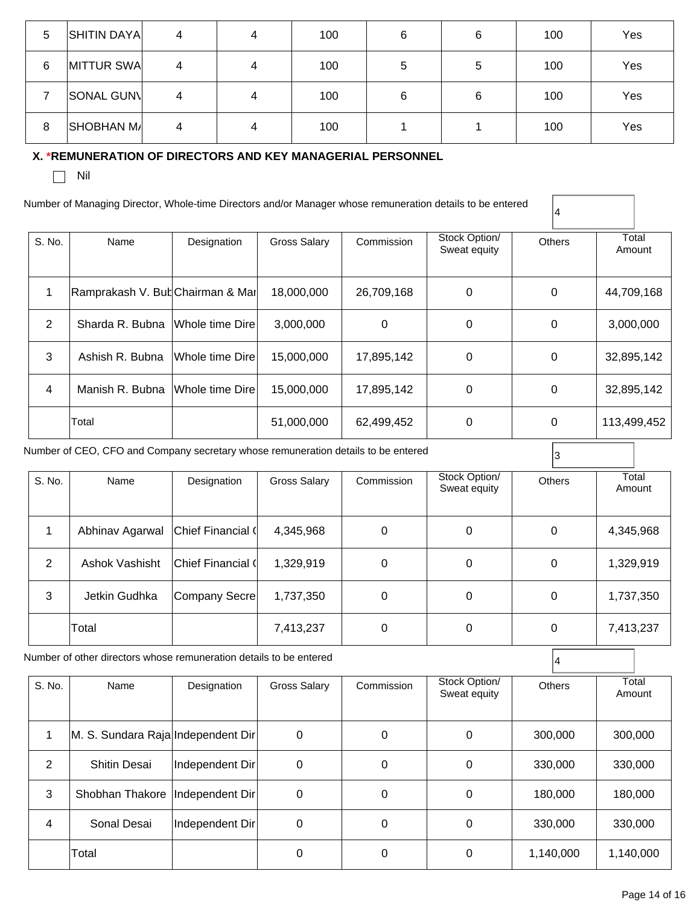| 5 | SHITIN DAYA | 4 | 4 | 100 | 6 | 6 | 100 | Yes |
|---|---|---|---|---|---|---|---|---|
| 6 | MITTUR SWA | 4 | 4 | 100 | 5 | 5 | 100 | Yes |
| 7 | SONAL GUNV | 4 | 4 | 100 | 6 | 6 | 100 | Yes |
| 8 | SHOBHAN MA | 4 | 4 | 100 | 1 | 1 | 100 | Yes |

### X. *REMUNERATION OF DIRECTORS AND KEY MANAGERIAL PERSONNEL

☐ Nil

Number of Managing Director, Whole-time Directors and/or Manager whose remuneration details to be entered: 4

| S. No. | Name | Designation | Gross Salary | Commission | Stock Option/ Sweat equity | Others | Total Amount |
|---|---|---|---|---|---|---|---|
| 1 | Ramprakash V. Bub | Chairman & Mar | 18,000,000 | 26,709,168 | 0 | 0 | 44,709,168 |
| 2 | Sharda R. Bubna | Whole time Dire | 3,000,000 | 0 | 0 | 0 | 3,000,000 |
| 3 | Ashish R. Bubna | Whole time Dire | 15,000,000 | 17,895,142 | 0 | 0 | 32,895,142 |
| 4 | Manish R. Bubna | Whole time Dire | 15,000,000 | 17,895,142 | 0 | 0 | 32,895,142 |
| | Total | | 51,000,000 | 62,499,452 | 0 | 0 | 113,499,452 |

Number of CEO, CFO and Company secretary whose remuneration details to be entered: 3

| S. No. | Name | Designation | Gross Salary | Commission | Stock Option/ Sweat equity | Others | Total Amount |
|---|---|---|---|---|---|---|---|
| 1 | Abhinav Agarwal | Chief Financial ( | 4,345,968 | 0 | 0 | 0 | 4,345,968 |
| 2 | Ashok Vashisht | Chief Financial ( | 1,329,919 | 0 | 0 | 0 | 1,329,919 |
| 3 | Jetkin Gudhka | Company Secre | 1,737,350 | 0 | 0 | 0 | 1,737,350 |
| | Total | | 7,413,237 | 0 | 0 | 0 | 7,413,237 |

Number of other directors whose remuneration details to be entered: 4

| S. No. | Name | Designation | Gross Salary | Commission | Stock Option/ Sweat equity | Others | Total Amount |
|---|---|---|---|---|---|---|---|
| 1 | M. S. Sundara Raja | Independent Dir | 0 | 0 | 0 | 300,000 | 300,000 |
| 2 | Shitin Desai | Independent Dir | 0 | 0 | 0 | 330,000 | 330,000 |
| 3 | Shobhan Thakore | Independent Dir | 0 | 0 | 0 | 180,000 | 180,000 |
| 4 | Sonal Desai | Independent Dir | 0 | 0 | 0 | 330,000 | 330,000 |
| | Total | | 0 | 0 | 0 | 1,140,000 | 1,140,000 |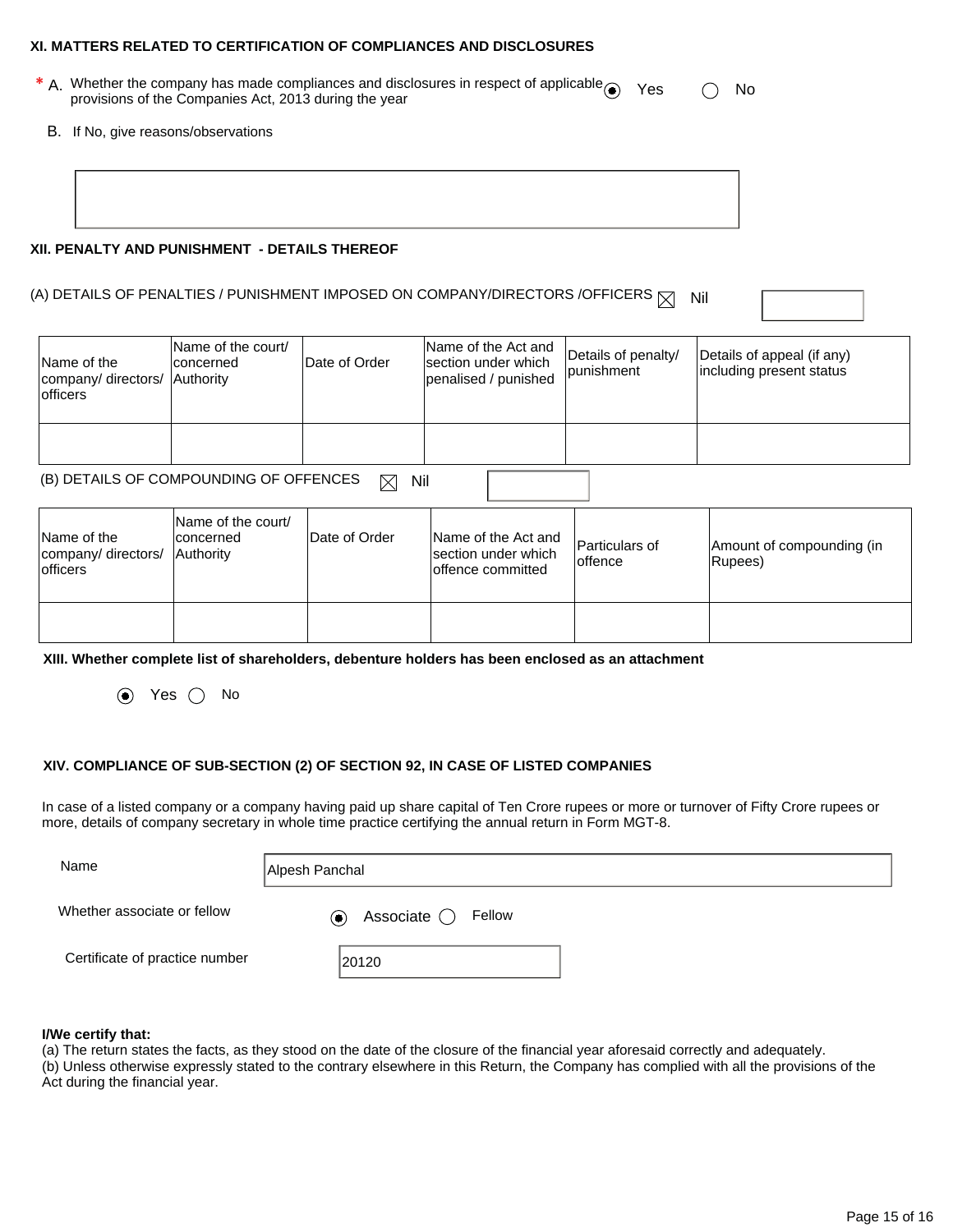### XI. MATTERS RELATED TO CERTIFICATION OF COMPLIANCES AND DISCLOSURES

* A. Whether the company has made compliances and disclosures in respect of applicable provisions of the Companies Act, 2013 during the year ◉ Yes ○ No

B. If No, give reasons/observations

### XII. PENALTY AND PUNISHMENT - DETAILS THEREOF

(A) DETAILS OF PENALTIES / PUNISHMENT IMPOSED ON COMPANY/DIRECTORS /OFFICERS ☒ Nil

| Name of the company/ directors/ officers | Name of the court/ concerned Authority | Date of Order | Name of the Act and section under which penalised / punished | Details of penalty/ punishment | Details of appeal (if any) including present status |
|---|---|---|---|---|---|
| | | | | | |

(B) DETAILS OF COMPOUNDING OF OFFENCES ☒ Nil

| Name of the company/ directors/ officers | Name of the court/ concerned Authority | Date of Order | Name of the Act and section under which offence committed | Particulars of offence | Amount of compounding (in Rupees) |
|---|---|---|---|---|---|
| | | | | | |

### XIII. Whether complete list of shareholders, debenture holders has been enclosed as an attachment

◉ Yes ○ No

### XIV. COMPLIANCE OF SUB-SECTION (2) OF SECTION 92, IN CASE OF LISTED COMPANIES

In case of a listed company or a company having paid up share capital of Ten Crore rupees or more or turnover of Fifty Crore rupees or more, details of company secretary in whole time practice certifying the annual return in Form MGT-8.

Name: Alpesh Panchal

Whether associate or fellow: ◉ Associate ○ Fellow

Certificate of practice number: 20120

**I/We certify that:**

(a) The return states the facts, as they stood on the date of the closure of the financial year aforesaid correctly and adequately.

(b) Unless otherwise expressly stated to the contrary elsewhere in this Return, the Company has complied with all the provisions of the Act during the financial year.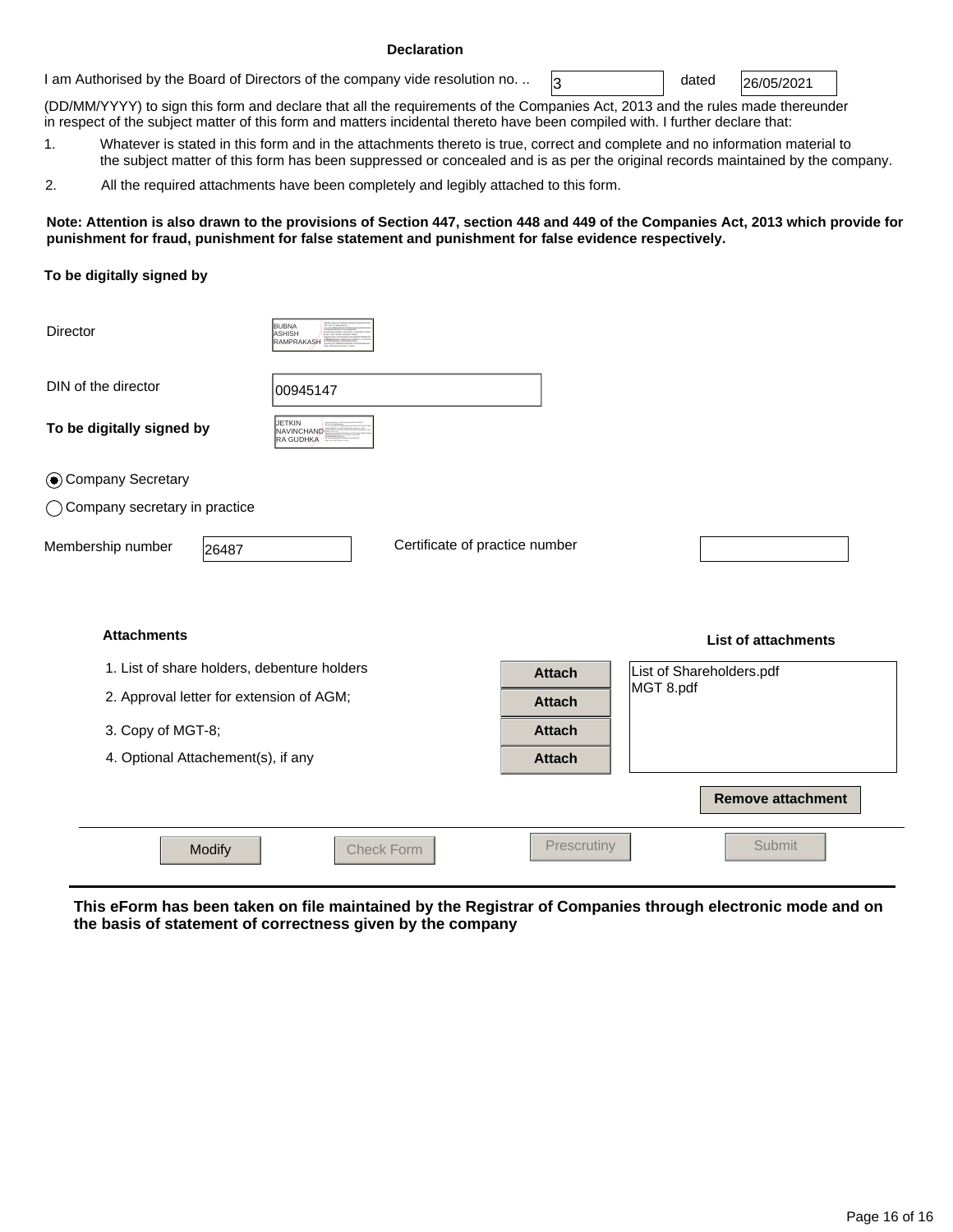## Declaration

I am Authorised by the Board of Directors of the company vide resolution no. .. 3 dated 26/05/2021 (DD/MM/YYYY) to sign this form and declare that all the requirements of the Companies Act, 2013 and the rules made thereunder in respect of the subject matter of this form and matters incidental thereto have been compiled with. I further declare that:

1. Whatever is stated in this form and in the attachments thereto is true, correct and complete and no information material to the subject matter of this form has been suppressed or concealed and is as per the original records maintained by the company.
2. All the required attachments have been completely and legibly attached to this form.

**Note: Attention is also drawn to the provisions of Section 447, section 448 and 449 of the Companies Act, 2013 which provide for punishment for fraud, punishment for false statement and punishment for false evidence respectively.**

**To be digitally signed by**

Director: BUBNA ASHISH RAMPRAKASH

DIN of the director: 00945147

**To be digitally signed by**: JETKIN NAVINCHANDRA GUDHKA

(●) Company Secretary

( ) Company secretary in practice

Membership number: 26487

Certificate of practice number:

**Attachments**

1. List of share holders, debenture holders — Attach
2. Approval letter for extension of AGM; — Attach
3. Copy of MGT-8; — Attach
4. Optional Attachement(s), if any — Attach

**List of attachments**

List of Shareholders.pdf
MGT 8.pdf

Remove attachment

Modify | Check Form | Prescrutiny | Submit

**This eForm has been taken on file maintained by the Registrar of Companies through electronic mode and on the basis of statement of correctness given by the company**